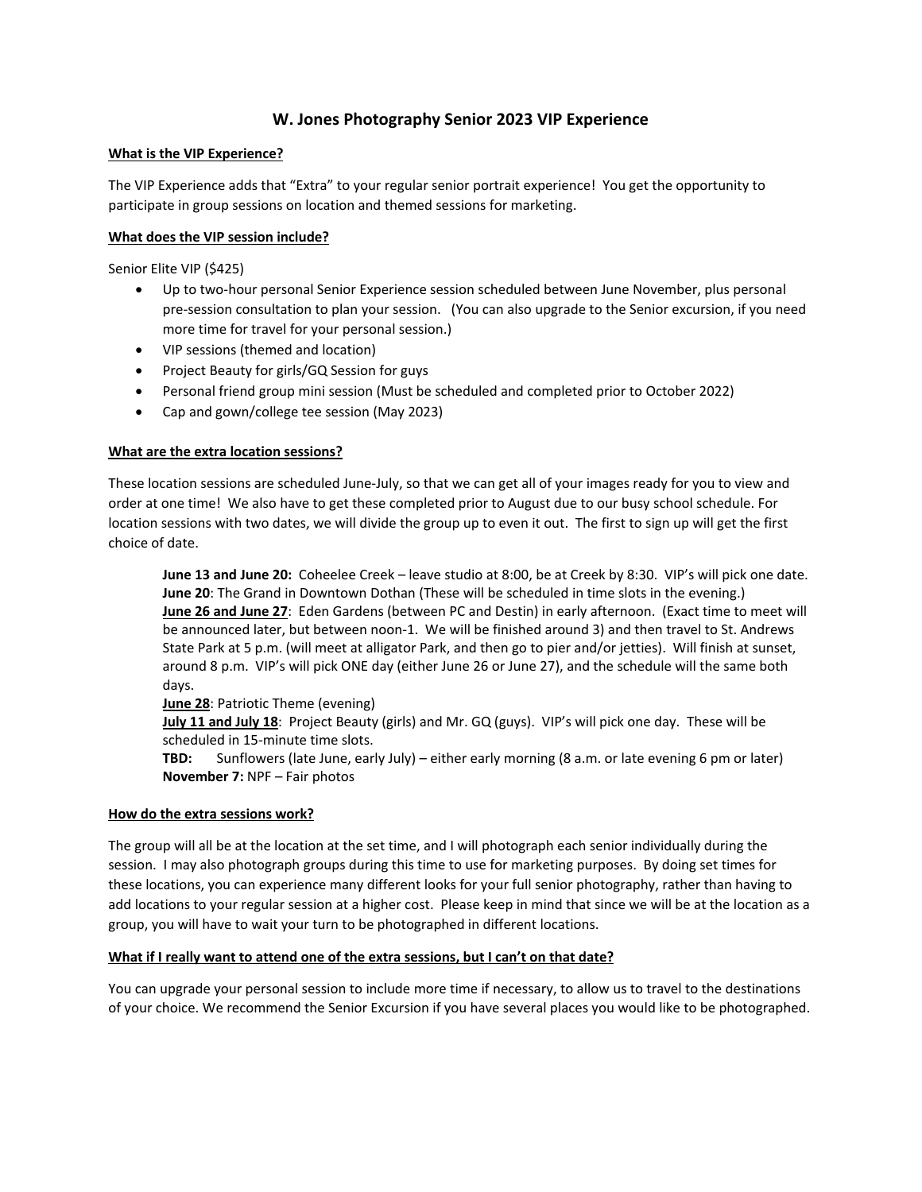# W. Jones Photography Senior 2023 VIP Experience

**What is the VIP Experience?**

The VIP Experience adds that "Extra" to your regular senior portrait experience! You get the opportunity to participate in group sessions on location and themed sessions for marketing.

**What does the VIP session include?**

Senior Elite VIP ($425)

- Up to two-hour personal Senior Experience session scheduled between June November, plus personal pre-session consultation to plan your session. (You can also upgrade to the Senior excursion, if you need more time for travel for your personal session.)
- VIP sessions (themed and location)
- Project Beauty for girls/GQ Session for guys
- Personal friend group mini session (Must be scheduled and completed prior to October 2022)
- Cap and gown/college tee session (May 2023)

**What are the extra location sessions?**

These location sessions are scheduled June-July, so that we can get all of your images ready for you to view and order at one time! We also have to get these completed prior to August due to our busy school schedule. For location sessions with two dates, we will divide the group up to even it out. The first to sign up will get the first choice of date.

> **June 13 and June 20:** Coheelee Creek – leave studio at 8:00, be at Creek by 8:30. VIP's will pick one date.
> **June 20**: The Grand in Downtown Dothan (These will be scheduled in time slots in the evening.)
> **June 26 and June 27**: Eden Gardens (between PC and Destin) in early afternoon. (Exact time to meet will be announced later, but between noon-1. We will be finished around 3) and then travel to St. Andrews State Park at 5 p.m. (will meet at alligator Park, and then go to pier and/or jetties). Will finish at sunset, around 8 p.m. VIP's will pick ONE day (either June 26 or June 27), and the schedule will the same both days.
> **June 28**: Patriotic Theme (evening)
> **July 11 and July 18**: Project Beauty (girls) and Mr. GQ (guys). VIP's will pick one day. These will be scheduled in 15-minute time slots.
> **TBD:** Sunflowers (late June, early July) – either early morning (8 a.m. or late evening 6 pm or later)
> **November 7:** NPF – Fair photos

**How do the extra sessions work?**

The group will all be at the location at the set time, and I will photograph each senior individually during the session. I may also photograph groups during this time to use for marketing purposes. By doing set times for these locations, you can experience many different looks for your full senior photography, rather than having to add locations to your regular session at a higher cost. Please keep in mind that since we will be at the location as a group, you will have to wait your turn to be photographed in different locations.

**What if I really want to attend one of the extra sessions, but I can't on that date?**

You can upgrade your personal session to include more time if necessary, to allow us to travel to the destinations of your choice. We recommend the Senior Excursion if you have several places you would like to be photographed.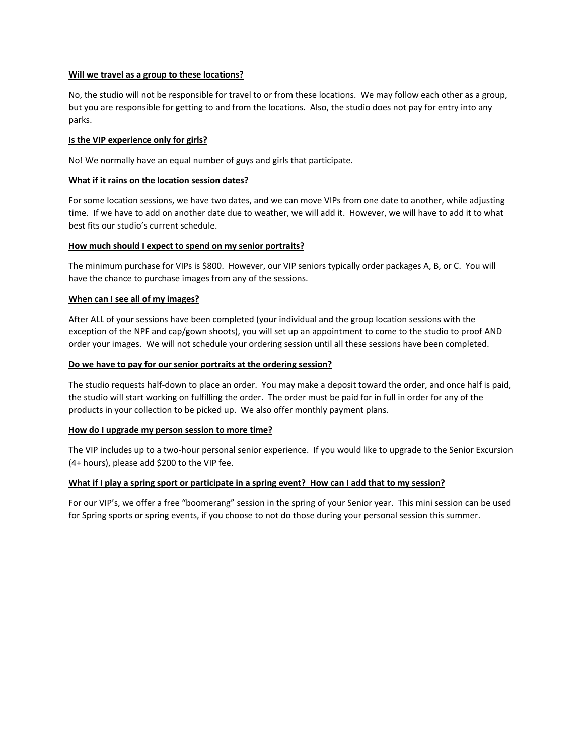**Will we travel as a group to these locations?**

No, the studio will not be responsible for travel to or from these locations. We may follow each other as a group, but you are responsible for getting to and from the locations. Also, the studio does not pay for entry into any parks.

**Is the VIP experience only for girls?**

No! We normally have an equal number of guys and girls that participate.

**What if it rains on the location session dates?**

For some location sessions, we have two dates, and we can move VIPs from one date to another, while adjusting time. If we have to add on another date due to weather, we will add it. However, we will have to add it to what best fits our studio's current schedule.

**How much should I expect to spend on my senior portraits?**

The minimum purchase for VIPs is $800. However, our VIP seniors typically order packages A, B, or C. You will have the chance to purchase images from any of the sessions.

**When can I see all of my images?**

After ALL of your sessions have been completed (your individual and the group location sessions with the exception of the NPF and cap/gown shoots), you will set up an appointment to come to the studio to proof AND order your images. We will not schedule your ordering session until all these sessions have been completed.

**Do we have to pay for our senior portraits at the ordering session?**

The studio requests half-down to place an order. You may make a deposit toward the order, and once half is paid, the studio will start working on fulfilling the order. The order must be paid for in full in order for any of the products in your collection to be picked up. We also offer monthly payment plans.

**How do I upgrade my person session to more time?**

The VIP includes up to a two-hour personal senior experience. If you would like to upgrade to the Senior Excursion (4+ hours), please add $200 to the VIP fee.

**What if I play a spring sport or participate in a spring event? How can I add that to my session?**

For our VIP's, we offer a free "boomerang" session in the spring of your Senior year. This mini session can be used for Spring sports or spring events, if you choose to not do those during your personal session this summer.